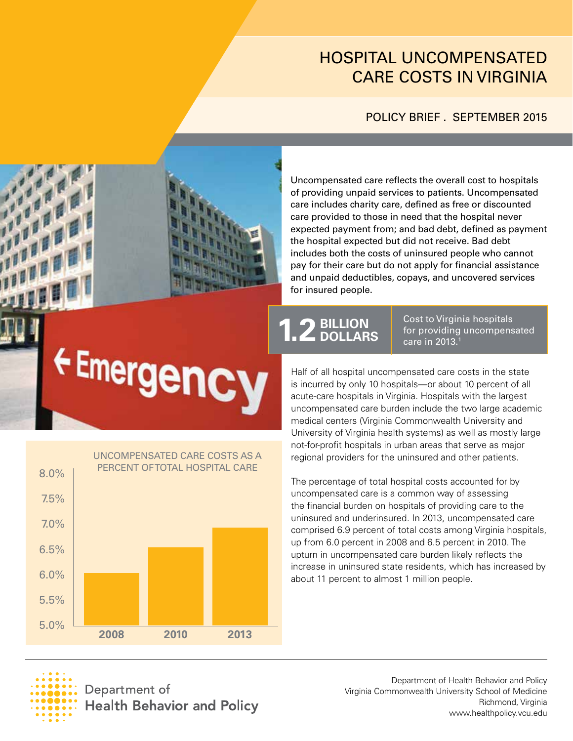# HOSPITAL UNCOMPENSATED CARE COSTS IN VIRGINIA

POLICY BRIEF . SEPTEMBER 2015

Uncompensated care reflects the overall cost to hospitals of providing unpaid services to patients. Uncompensated care includes charity care, defined as free or discounted care provided to those in need that the hospital never expected payment from; and bad debt, defined as payment the hospital expected but did not receive. Bad debt includes both the costs of uninsured people who cannot pay for their care but do not apply for financial assistance and unpaid deductibles, copays, and uncovered services for insured people.

**1.2 BILLION DOLLARS** — Cost to Virginia hospitals for providing uncompensated care in 2013.[1]

Half of all hospital uncompensated care costs in the state is incurred by only 10 hospitals—or about 10 percent of all acute-care hospitals in Virginia. Hospitals with the largest uncompensated care burden include the two large academic medical centers (Virginia Commonwealth University and University of Virginia health systems) as well as mostly large not-for-profit hospitals in urban areas that serve as major regional providers for the uninsured and other patients.

The percentage of total hospital costs accounted for by uncompensated care is a common way of assessing the financial burden on hospitals of providing care to the uninsured and underinsured. In 2013, uncompensated care comprised 6.9 percent of total costs among Virginia hospitals, up from 6.0 percent in 2008 and 6.5 percent in 2010. The upturn in uncompensated care burden likely reflects the increase in uninsured state residents, which has increased by about 11 percent to almost 1 million people.

UNCOMPENSATED CARE COSTS AS A PERCENT OF TOTAL HOSPITAL CARE

| Year | Percent |
| --- | --- |
| 2008 | 6.0% |
| 2010 | 6.5% |
| 2013 | 6.9% |

Department of Health Behavior and Policy
Virginia Commonwealth University School of Medicine
Richmond, Virginia
www.healthpolicy.vcu.edu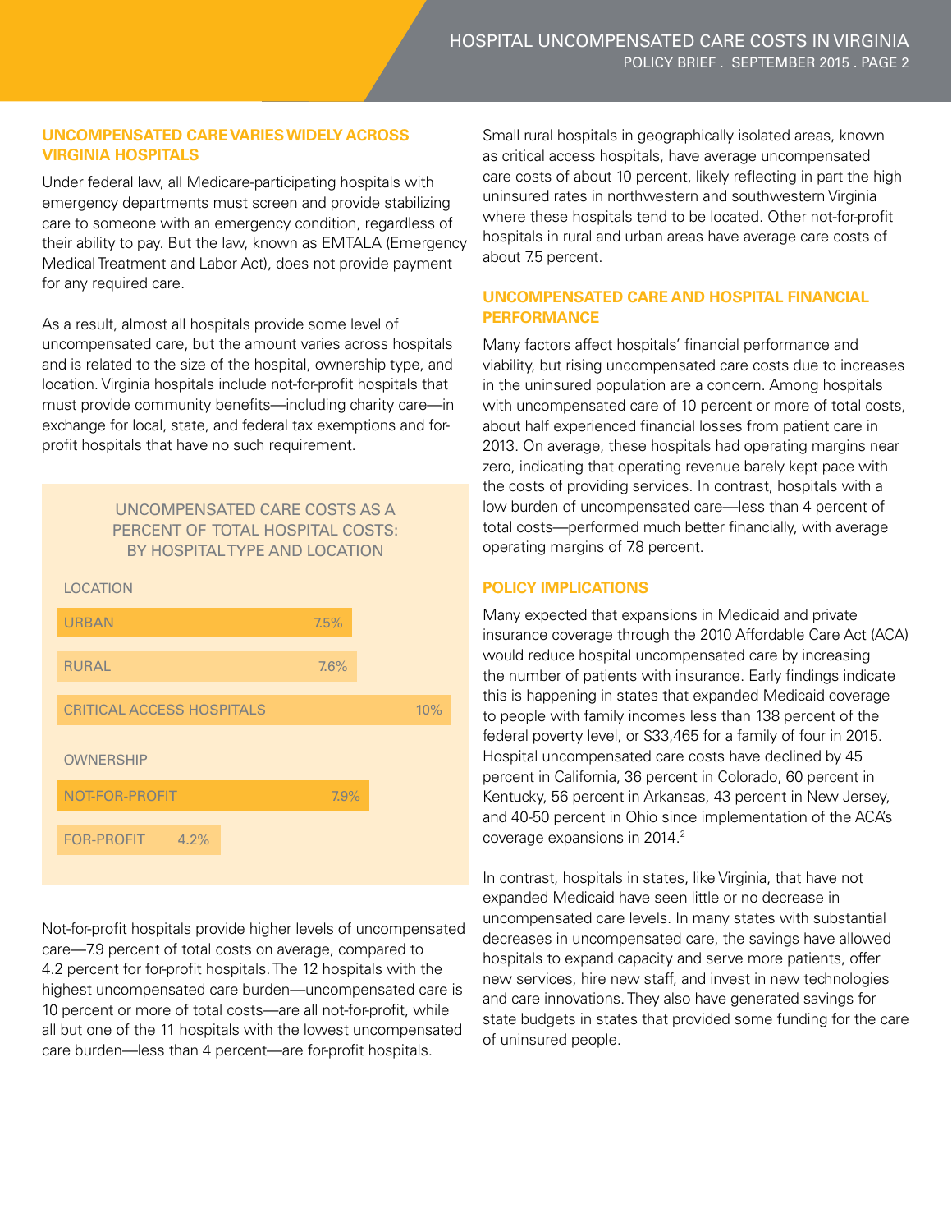## UNCOMPENSATED CARE VARIES WIDELY ACROSS VIRGINIA HOSPITALS

Under federal law, all Medicare-participating hospitals with emergency departments must screen and provide stabilizing care to someone with an emergency condition, regardless of their ability to pay. But the law, known as EMTALA (Emergency Medical Treatment and Labor Act), does not provide payment for any required care.

As a result, almost all hospitals provide some level of uncompensated care, but the amount varies across hospitals and is related to the size of the hospital, ownership type, and location. Virginia hospitals include not-for-profit hospitals that must provide community benefits—including charity care—in exchange for local, state, and federal tax exemptions and for-profit hospitals that have no such requirement.

### UNCOMPENSATED CARE COSTS AS A PERCENT OF TOTAL HOSPITAL COSTS: BY HOSPITAL TYPE AND LOCATION

| Category | Percent |
|---|---|
| **LOCATION** | |
| URBAN | 7.5% |
| RURAL | 7.6% |
| CRITICAL ACCESS HOSPITALS | 10% |
| **OWNERSHIP** | |
| NOT-FOR-PROFIT | 7.9% |
| FOR-PROFIT | 4.2% |

Not-for-profit hospitals provide higher levels of uncompensated care—7.9 percent of total costs on average, compared to 4.2 percent for for-profit hospitals. The 12 hospitals with the highest uncompensated care burden—uncompensated care is 10 percent or more of total costs—are all not-for-profit, while all but one of the 11 hospitals with the lowest uncompensated care burden—less than 4 percent—are for-profit hospitals.

Small rural hospitals in geographically isolated areas, known as critical access hospitals, have average uncompensated care costs of about 10 percent, likely reflecting in part the high uninsured rates in northwestern and southwestern Virginia where these hospitals tend to be located. Other not-for-profit hospitals in rural and urban areas have average care costs of about 7.5 percent.

## UNCOMPENSATED CARE AND HOSPITAL FINANCIAL PERFORMANCE

Many factors affect hospitals' financial performance and viability, but rising uncompensated care costs due to increases in the uninsured population are a concern. Among hospitals with uncompensated care of 10 percent or more of total costs, about half experienced financial losses from patient care in 2013. On average, these hospitals had operating margins near zero, indicating that operating revenue barely kept pace with the costs of providing services. In contrast, hospitals with a low burden of uncompensated care—less than 4 percent of total costs—performed much better financially, with average operating margins of 7.8 percent.

## POLICY IMPLICATIONS

Many expected that expansions in Medicaid and private insurance coverage through the 2010 Affordable Care Act (ACA) would reduce hospital uncompensated care by increasing the number of patients with insurance. Early findings indicate this is happening in states that expanded Medicaid coverage to people with family incomes less than 138 percent of the federal poverty level, or $33,465 for a family of four in 2015. Hospital uncompensated care costs have declined by 45 percent in California, 36 percent in Colorado, 60 percent in Kentucky, 56 percent in Arkansas, 43 percent in New Jersey, and 40-50 percent in Ohio since implementation of the ACA's coverage expansions in 2014.[2]

In contrast, hospitals in states, like Virginia, that have not expanded Medicaid have seen little or no decrease in uncompensated care levels. In many states with substantial decreases in uncompensated care, the savings have allowed hospitals to expand capacity and serve more patients, offer new services, hire new staff, and invest in new technologies and care innovations. They also have generated savings for state budgets in states that provided some funding for the care of uninsured people.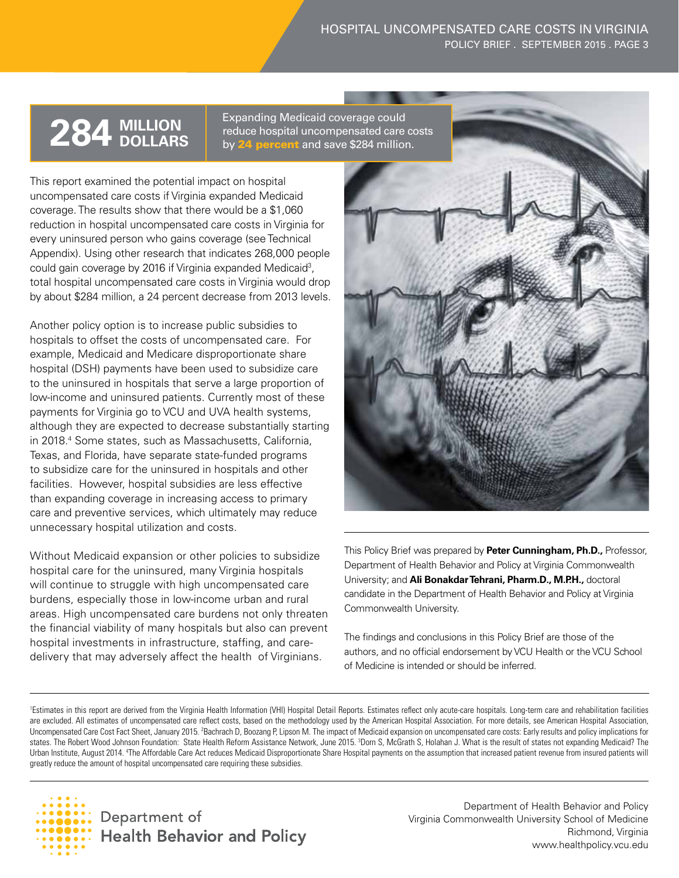**284 MILLION DOLLARS**

Expanding Medicaid coverage could reduce hospital uncompensated care costs by **24 percent** and save $284 million.

This report examined the potential impact on hospital uncompensated care costs if Virginia expanded Medicaid coverage. The results show that there would be a $1,060 reduction in hospital uncompensated care costs in Virginia for every uninsured person who gains coverage (see Technical Appendix). Using other research that indicates 268,000 people could gain coverage by 2016 if Virginia expanded Medicaid[3], total hospital uncompensated care costs in Virginia would drop by about $284 million, a 24 percent decrease from 2013 levels.

Another policy option is to increase public subsidies to hospitals to offset the costs of uncompensated care. For example, Medicaid and Medicare disproportionate share hospital (DSH) payments have been used to subsidize care to the uninsured in hospitals that serve a large proportion of low-income and uninsured patients. Currently most of these payments for Virginia go to VCU and UVA health systems, although they are expected to decrease substantially starting in 2018.[4] Some states, such as Massachusetts, California, Texas, and Florida, have separate state-funded programs to subsidize care for the uninsured in hospitals and other facilities. However, hospital subsidies are less effective than expanding coverage in increasing access to primary care and preventive services, which ultimately may reduce unnecessary hospital utilization and costs.

Without Medicaid expansion or other policies to subsidize hospital care for the uninsured, many Virginia hospitals will continue to struggle with high uncompensated care burdens, especially those in low-income urban and rural areas. High uncompensated care burdens not only threaten the financial viability of many hospitals but also can prevent hospital investments in infrastructure, staffing, and care-delivery that may adversely affect the health of Virginians.

This Policy Brief was prepared by **Peter Cunningham, Ph.D.,** Professor, Department of Health Behavior and Policy at Virginia Commonwealth University; and **Ali Bonakdar Tehrani, Pharm.D., M.P.H.,** doctoral candidate in the Department of Health Behavior and Policy at Virginia Commonwealth University.

The findings and conclusions in this Policy Brief are those of the authors, and no official endorsement by VCU Health or the VCU School of Medicine is intended or should be inferred.

[1]Estimates in this report are derived from the Virginia Health Information (VHI) Hospital Detail Reports. Estimates reflect only acute-care hospitals. Long-term care and rehabilitation facilities are excluded. All estimates of uncompensated care reflect costs, based on the methodology used by the American Hospital Association. For more details, see American Hospital Association, Uncompensated Care Cost Fact Sheet, January 2015. [2]Bachrach D, Boozang P, Lipson M. The impact of Medicaid expansion on uncompensated care costs: Early results and policy implications for states. The Robert Wood Johnson Foundation: State Health Reform Assistance Network, June 2015. [3]Dorn S, McGrath S, Holahan J. What is the result of states not expanding Medicaid? The Urban Institute, August 2014. [4]The Affordable Care Act reduces Medicaid Disproportionate Share Hospital payments on the assumption that increased patient revenue from insured patients will greatly reduce the amount of hospital uncompensated care requiring these subsidies.

Department of Health Behavior and Policy

Department of Health Behavior and Policy
Virginia Commonwealth University School of Medicine
Richmond, Virginia
www.healthpolicy.vcu.edu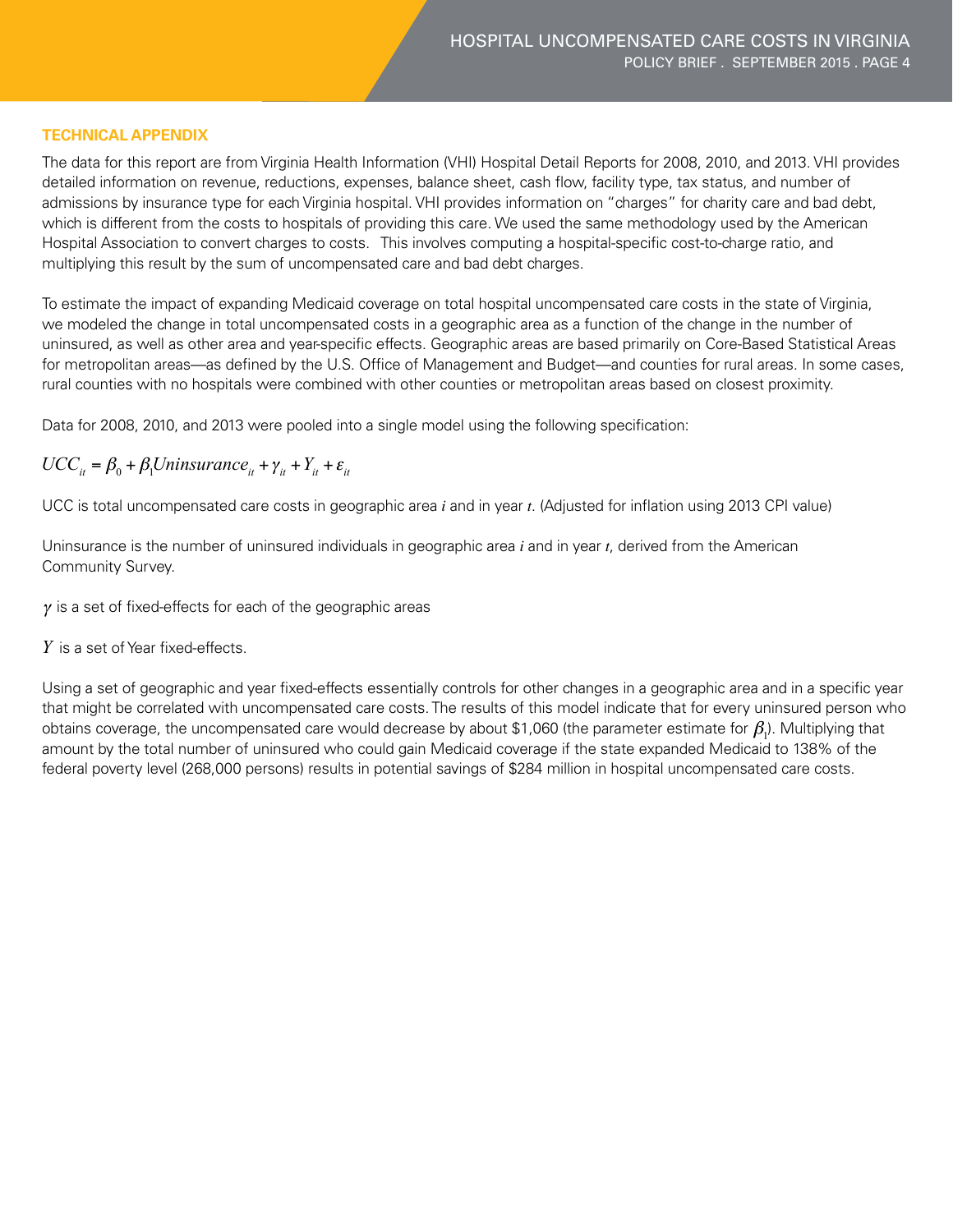## TECHNICAL APPENDIX

The data for this report are from Virginia Health Information (VHI) Hospital Detail Reports for 2008, 2010, and 2013. VHI provides detailed information on revenue, reductions, expenses, balance sheet, cash flow, facility type, tax status, and number of admissions by insurance type for each Virginia hospital. VHI provides information on "charges" for charity care and bad debt, which is different from the costs to hospitals of providing this care. We used the same methodology used by the American Hospital Association to convert charges to costs. This involves computing a hospital-specific cost-to-charge ratio, and multiplying this result by the sum of uncompensated care and bad debt charges.

To estimate the impact of expanding Medicaid coverage on total hospital uncompensated care costs in the state of Virginia, we modeled the change in total uncompensated costs in a geographic area as a function of the change in the number of uninsured, as well as other area and year-specific effects. Geographic areas are based primarily on Core-Based Statistical Areas for metropolitan areas—as defined by the U.S. Office of Management and Budget—and counties for rural areas. In some cases, rural counties with no hospitals were combined with other counties or metropolitan areas based on closest proximity.

Data for 2008, 2010, and 2013 were pooled into a single model using the following specification:

$$UCC_{it} = \beta_0 + \beta_1 Uninsurance_{it} + \gamma_{it} + Y_{it} + \varepsilon_{it}$$

UCC is total uncompensated care costs in geographic area $i$ and in year $t$. (Adjusted for inflation using 2013 CPI value)

Uninsurance is the number of uninsured individuals in geographic area $i$ and in year $t$, derived from the American Community Survey.

$\gamma$ is a set of fixed-effects for each of the geographic areas

$Y$ is a set of Year fixed-effects.

Using a set of geographic and year fixed-effects essentially controls for other changes in a geographic area and in a specific year that might be correlated with uncompensated care costs. The results of this model indicate that for every uninsured person who obtains coverage, the uncompensated care would decrease by about $1,060 (the parameter estimate for $\beta_1$). Multiplying that amount by the total number of uninsured who could gain Medicaid coverage if the state expanded Medicaid to 138% of the federal poverty level (268,000 persons) results in potential savings of $284 million in hospital uncompensated care costs.